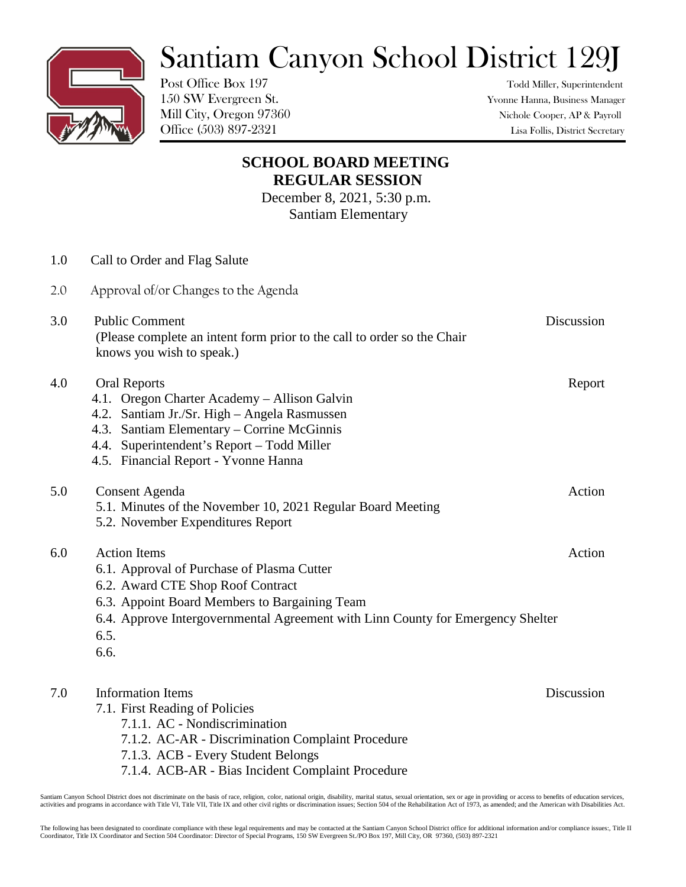# Santiam Canyon School District 129J

Post Office Box 197
150 SW Evergreen St.
Mill City, Oregon 97360
Office (503) 897-2321

Todd Miller, Superintendent
Yvonne Hanna, Business Manager
Nichole Cooper, AP & Payroll
Lisa Follis, District Secretary

## SCHOOL BOARD MEETING
## REGULAR SESSION

December 8, 2021, 5:30 p.m.
Santiam Elementary

1.0 Call to Order and Flag Salute

2.0 Approval of/or Changes to the Agenda

3.0 Public Comment — Discussion
(Please complete an intent form prior to the call to order so the Chair knows you wish to speak.)

4.0 Oral Reports — Report
- 4.1. Oregon Charter Academy – Allison Galvin
- 4.2. Santiam Jr./Sr. High – Angela Rasmussen
- 4.3. Santiam Elementary – Corrine McGinnis
- 4.4. Superintendent's Report – Todd Miller
- 4.5. Financial Report - Yvonne Hanna

5.0 Consent Agenda — Action
- 5.1. Minutes of the November 10, 2021 Regular Board Meeting
- 5.2. November Expenditures Report

6.0 Action Items — Action
- 6.1. Approval of Purchase of Plasma Cutter
- 6.2. Award CTE Shop Roof Contract
- 6.3. Appoint Board Members to Bargaining Team
- 6.4. Approve Intergovernmental Agreement with Linn County for Emergency Shelter
- 6.5.
- 6.6.

7.0 Information Items — Discussion
- 7.1. First Reading of Policies
  - 7.1.1. AC - Nondiscrimination
  - 7.1.2. AC-AR - Discrimination Complaint Procedure
  - 7.1.3. ACB - Every Student Belongs
  - 7.1.4. ACB-AR - Bias Incident Complaint Procedure

Santiam Canyon School District does not discriminate on the basis of race, religion, color, national origin, disability, marital status, sexual orientation, sex or age in providing or access to benefits of education services, activities and programs in accordance with Title VI, Title VII, Title IX and other civil rights or discrimination issues; Section 504 of the Rehabilitation Act of 1973, as amended; and the American with Disabilities Act.

The following has been designated to coordinate compliance with these legal requirements and may be contacted at the Santiam Canyon School District office for additional information and/or compliance issues:, Title II Coordinator, Title IX Coordinator and Section 504 Coordinator: Director of Special Programs, 150 SW Evergreen St./PO Box 197, Mill City, OR 97360, (503) 897-2321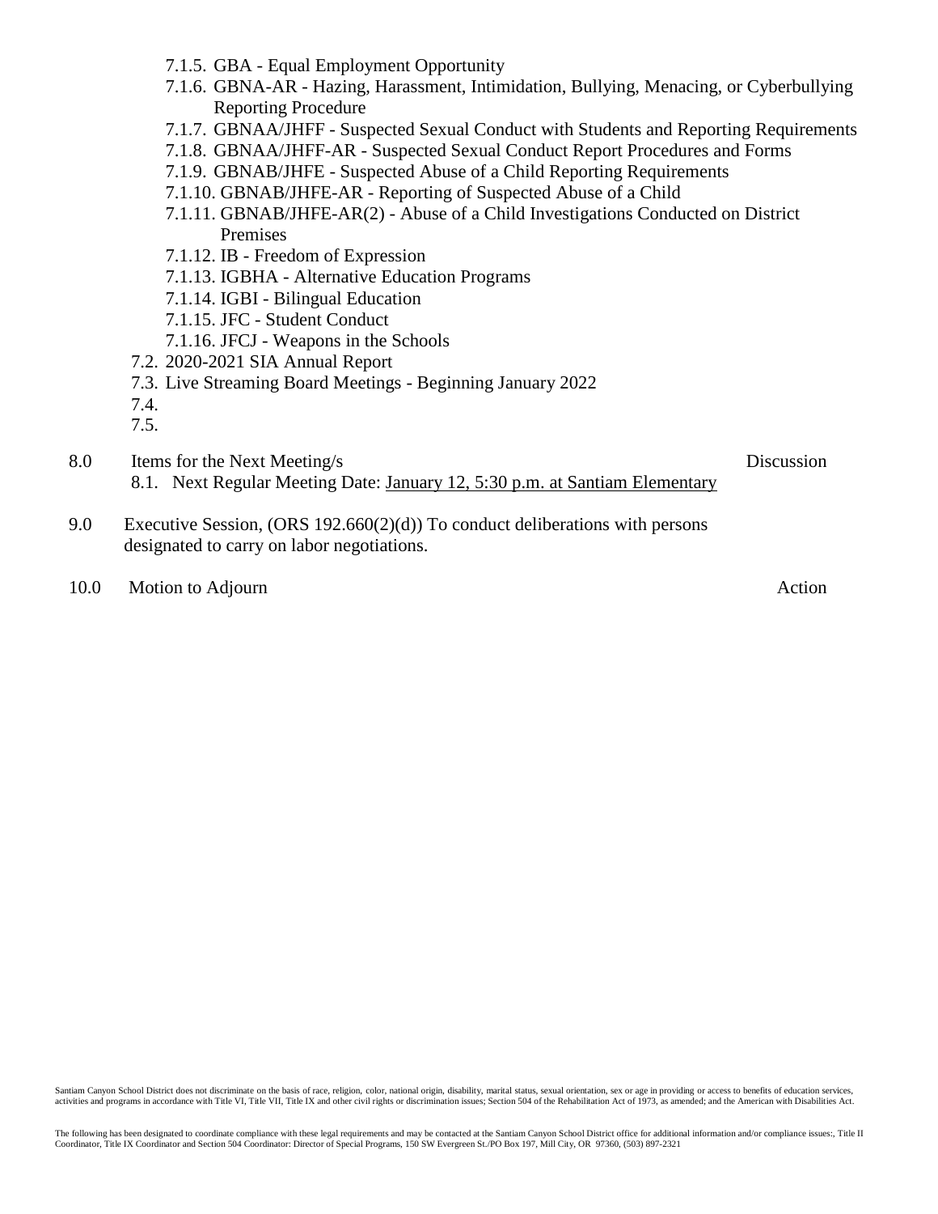- 7.1.5. GBA - Equal Employment Opportunity
- 7.1.6. GBNA-AR - Hazing, Harassment, Intimidation, Bullying, Menacing, or Cyberbullying Reporting Procedure
- 7.1.7. GBNAA/JHFF - Suspected Sexual Conduct with Students and Reporting Requirements
- 7.1.8. GBNAA/JHFF-AR - Suspected Sexual Conduct Report Procedures and Forms
- 7.1.9. GBNAB/JHFE - Suspected Abuse of a Child Reporting Requirements
- 7.1.10. GBNAB/JHFE-AR - Reporting of Suspected Abuse of a Child
- 7.1.11. GBNAB/JHFE-AR(2) - Abuse of a Child Investigations Conducted on District Premises
- 7.1.12. IB - Freedom of Expression
- 7.1.13. IGBHA - Alternative Education Programs
- 7.1.14. IGBI - Bilingual Education
- 7.1.15. JFC - Student Conduct
- 7.1.16. JFCJ - Weapons in the Schools

7.2. 2020-2021 SIA Annual Report

7.3. Live Streaming Board Meetings - Beginning January 2022

7.4.

7.5.

8.0 Items for the Next Meeting/s — Discussion

8.1. Next Regular Meeting Date: January 12, 5:30 p.m. at Santiam Elementary

9.0 Executive Session, (ORS 192.660(2)(d)) To conduct deliberations with persons designated to carry on labor negotiations.

10.0 Motion to Adjourn — Action

Santiam Canyon School District does not discriminate on the basis of race, religion, color, national origin, disability, marital status, sexual orientation, sex or age in providing or access to benefits of education services, activities and programs in accordance with Title VI, Title VII, Title IX and other civil rights or discrimination issues; Section 504 of the Rehabilitation Act of 1973, as amended; and the American with Disabilities Act.

The following has been designated to coordinate compliance with these legal requirements and may be contacted at the Santiam Canyon School District office for additional information and/or compliance issues:, Title II Coordinator, Title IX Coordinator and Section 504 Coordinator: Director of Special Programs, 150 SW Evergreen St./PO Box 197, Mill City, OR 97360, (503) 897-2321